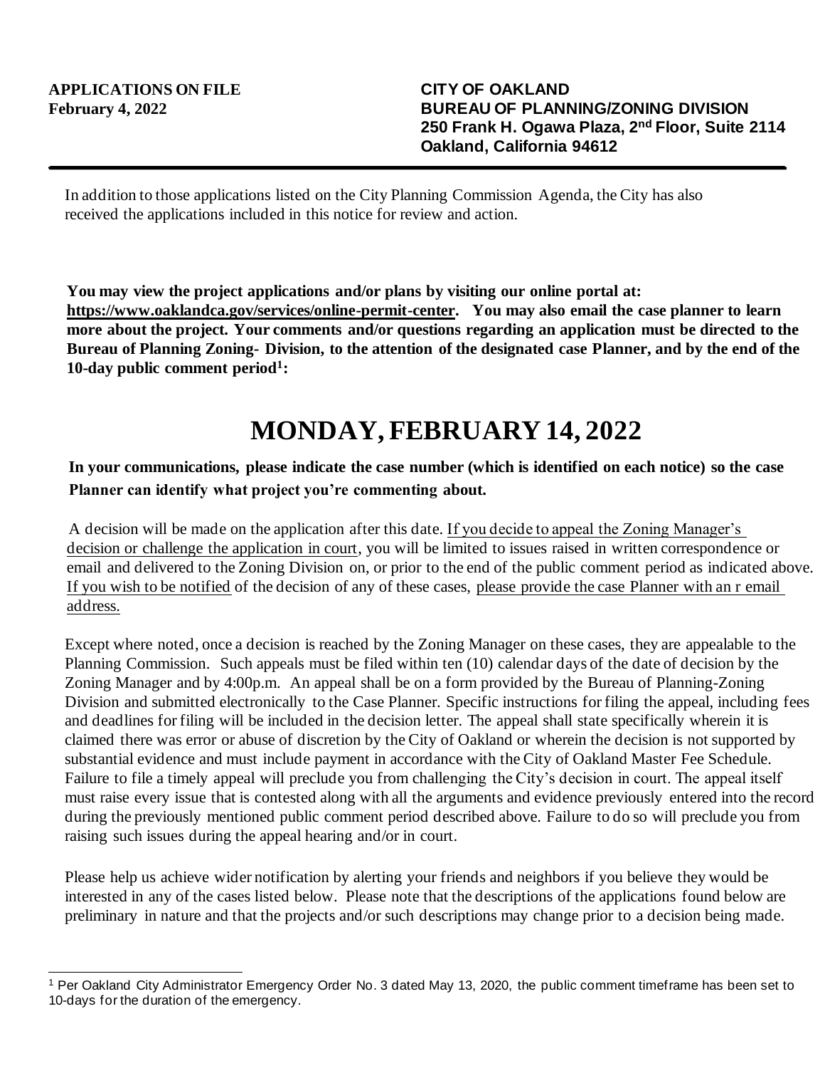**APPLICATIONS ON FILE**
**February 4, 2022**

**CITY OF OAKLAND**
**BUREAU OF PLANNING/ZONING DIVISION**
**250 Frank H. Ogawa Plaza, 2nd Floor, Suite 2114**
**Oakland, California 94612**

---

In addition to those applications listed on the City Planning Commission Agenda, the City has also received the applications included in this notice for review and action.

**You may view the project applications and/or plans by visiting our online portal at: https://www.oaklandca.gov/services/online-permit-center. You may also email the case planner to learn more about the project. Your comments and/or questions regarding an application must be directed to the Bureau of Planning Zoning- Division, to the attention of the designated case Planner, and by the end of the 10-day public comment period[1]:**

# MONDAY, FEBRUARY 14, 2022

**In your communications, please indicate the case number (which is identified on each notice) so the case Planner can identify what project you're commenting about.**

A decision will be made on the application after this date. If you decide to appeal the Zoning Manager's decision or challenge the application in court, you will be limited to issues raised in written correspondence or email and delivered to the Zoning Division on, or prior to the end of the public comment period as indicated above. If you wish to be notified of the decision of any of these cases, please provide the case Planner with an r email address.

Except where noted, once a decision is reached by the Zoning Manager on these cases, they are appealable to the Planning Commission. Such appeals must be filed within ten (10) calendar days of the date of decision by the Zoning Manager and by 4:00p.m. An appeal shall be on a form provided by the Bureau of Planning-Zoning Division and submitted electronically to the Case Planner. Specific instructions for filing the appeal, including fees and deadlines for filing will be included in the decision letter. The appeal shall state specifically wherein it is claimed there was error or abuse of discretion by the City of Oakland or wherein the decision is not supported by substantial evidence and must include payment in accordance with the City of Oakland Master Fee Schedule. Failure to file a timely appeal will preclude you from challenging the City's decision in court. The appeal itself must raise every issue that is contested along with all the arguments and evidence previously entered into the record during the previously mentioned public comment period described above. Failure to do so will preclude you from raising such issues during the appeal hearing and/or in court.

Please help us achieve wider notification by alerting your friends and neighbors if you believe they would be interested in any of the cases listed below. Please note that the descriptions of the applications found below are preliminary in nature and that the projects and/or such descriptions may change prior to a decision being made.

---

[1] Per Oakland City Administrator Emergency Order No. 3 dated May 13, 2020, the public comment timeframe has been set to 10-days for the duration of the emergency.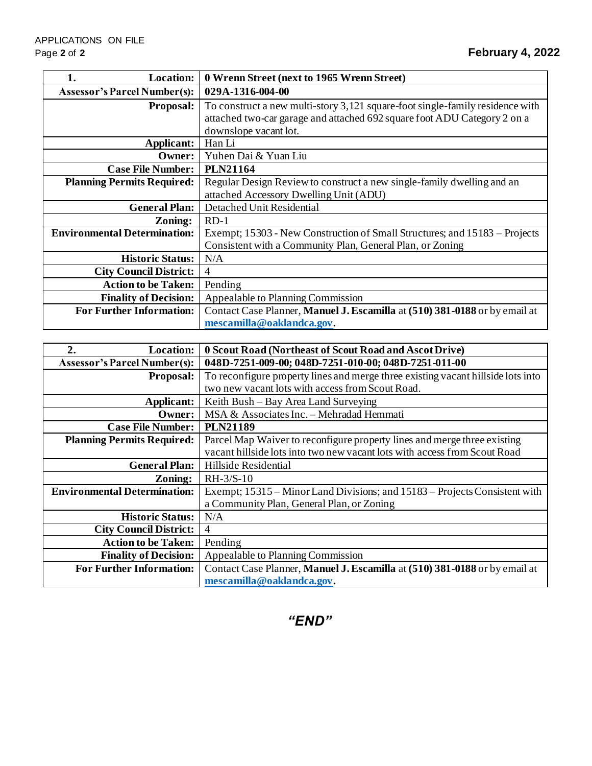**February 4, 2022**

| | |
|---|---|
| **1. Location:** | **0 Wrenn Street (next to 1965 Wrenn Street)** |
| **Assessor's Parcel Number(s):** | **029A-1316-004-00** |
| **Proposal:** | To construct a new multi-story 3,121 square-foot single-family residence with attached two-car garage and attached 692 square foot ADU Category 2 on a downslope vacant lot. |
| **Applicant:** | Han Li |
| **Owner:** | Yuhen Dai & Yuan Liu |
| **Case File Number:** | **PLN21164** |
| **Planning Permits Required:** | Regular Design Review to construct a new single-family dwelling and an attached Accessory Dwelling Unit (ADU) |
| **General Plan:** | Detached Unit Residential |
| **Zoning:** | RD-1 |
| **Environmental Determination:** | Exempt; 15303 - New Construction of Small Structures; and 15183 – Projects Consistent with a Community Plan, General Plan, or Zoning |
| **Historic Status:** | N/A |
| **City Council District:** | 4 |
| **Action to be Taken:** | Pending |
| **Finality of Decision:** | Appealable to Planning Commission |
| **For Further Information:** | Contact Case Planner, **Manuel J. Escamilla** at **(510) 381-0188** or by email at **mescamilla@oaklandca.gov**. |

| | |
|---|---|
| **2. Location:** | **0 Scout Road (Northeast of Scout Road and Ascot Drive)** |
| **Assessor's Parcel Number(s):** | **048D-7251-009-00; 048D-7251-010-00; 048D-7251-011-00** |
| **Proposal:** | To reconfigure property lines and merge three existing vacant hillside lots into two new vacant lots with access from Scout Road. |
| **Applicant:** | Keith Bush – Bay Area Land Surveying |
| **Owner:** | MSA & Associates Inc. – Mehradad Hemmati |
| **Case File Number:** | **PLN21189** |
| **Planning Permits Required:** | Parcel Map Waiver to reconfigure property lines and merge three existing vacant hillside lots into two new vacant lots with access from Scout Road |
| **General Plan:** | Hillside Residential |
| **Zoning:** | RH-3/S-10 |
| **Environmental Determination:** | Exempt; 15315 – Minor Land Divisions; and 15183 – Projects Consistent with a Community Plan, General Plan, or Zoning |
| **Historic Status:** | N/A |
| **City Council District:** | 4 |
| **Action to be Taken:** | Pending |
| **Finality of Decision:** | Appealable to Planning Commission |
| **For Further Information:** | Contact Case Planner, **Manuel J. Escamilla** at **(510) 381-0188** or by email at **mescamilla@oaklandca.gov**. |

***"END"***